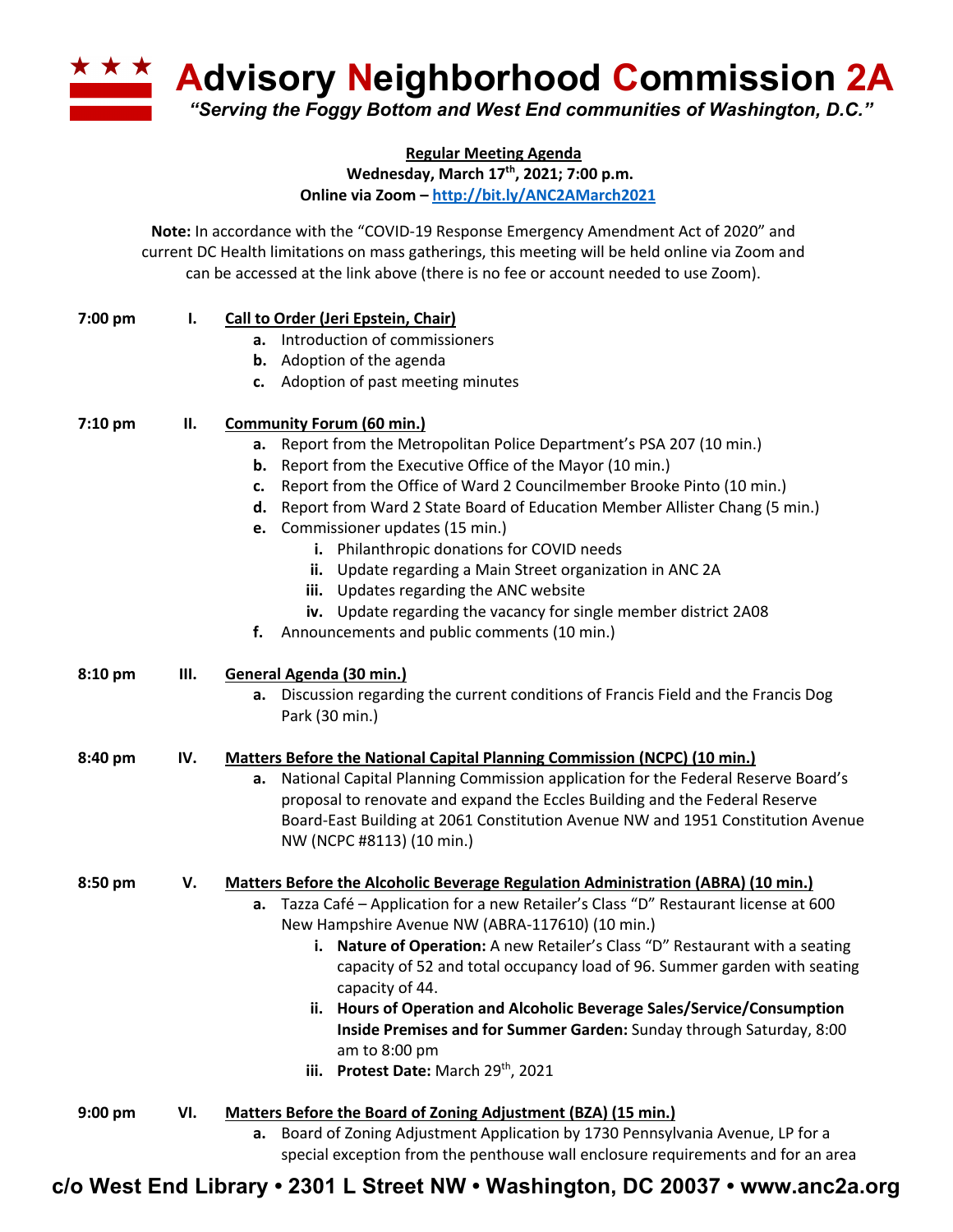# Advisory Neighborhood Commission 2A

*"Serving the Foggy Bottom and West End communities of Washington, D.C."*

**Regular Meeting Agenda**
**Wednesday, March 17th, 2021; 7:00 p.m.**
**Online via Zoom – http://bit.ly/ANC2AMarch2021**

**Note:** In accordance with the "COVID-19 Response Emergency Amendment Act of 2020" and current DC Health limitations on mass gatherings, this meeting will be held online via Zoom and can be accessed at the link above (there is no fee or account needed to use Zoom).

**7:00 pm — I. Call to Order (Jeri Epstein, Chair)**

- **a.** Introduction of commissioners
- **b.** Adoption of the agenda
- **c.** Adoption of past meeting minutes

**7:10 pm — II. Community Forum (60 min.)**

- **a.** Report from the Metropolitan Police Department's PSA 207 (10 min.)
- **b.** Report from the Executive Office of the Mayor (10 min.)
- **c.** Report from the Office of Ward 2 Councilmember Brooke Pinto (10 min.)
- **d.** Report from Ward 2 State Board of Education Member Allister Chang (5 min.)
- **e.** Commissioner updates (15 min.)
  - **i.** Philanthropic donations for COVID needs
  - **ii.** Update regarding a Main Street organization in ANC 2A
  - **iii.** Updates regarding the ANC website
  - **iv.** Update regarding the vacancy for single member district 2A08
- **f.** Announcements and public comments (10 min.)

**8:10 pm — III. General Agenda (30 min.)**

- **a.** Discussion regarding the current conditions of Francis Field and the Francis Dog Park (30 min.)

**8:40 pm — IV. Matters Before the National Capital Planning Commission (NCPC) (10 min.)**

- **a.** National Capital Planning Commission application for the Federal Reserve Board's proposal to renovate and expand the Eccles Building and the Federal Reserve Board-East Building at 2061 Constitution Avenue NW and 1951 Constitution Avenue NW (NCPC #8113) (10 min.)

**8:50 pm — V. Matters Before the Alcoholic Beverage Regulation Administration (ABRA) (10 min.)**

- **a.** Tazza Café – Application for a new Retailer's Class "D" Restaurant license at 600 New Hampshire Avenue NW (ABRA-117610) (10 min.)
  - **i. Nature of Operation:** A new Retailer's Class "D" Restaurant with a seating capacity of 52 and total occupancy load of 96. Summer garden with seating capacity of 44.
  - **ii. Hours of Operation and Alcoholic Beverage Sales/Service/Consumption Inside Premises and for Summer Garden:** Sunday through Saturday, 8:00 am to 8:00 pm
  - **iii. Protest Date:** March 29th, 2021

**9:00 pm — VI. Matters Before the Board of Zoning Adjustment (BZA) (15 min.)**

- **a.** Board of Zoning Adjustment Application by 1730 Pennsylvania Avenue, LP for a special exception from the penthouse wall enclosure requirements and for an area

**c/o West End Library • 2301 L Street NW • Washington, DC 20037 • www.anc2a.org**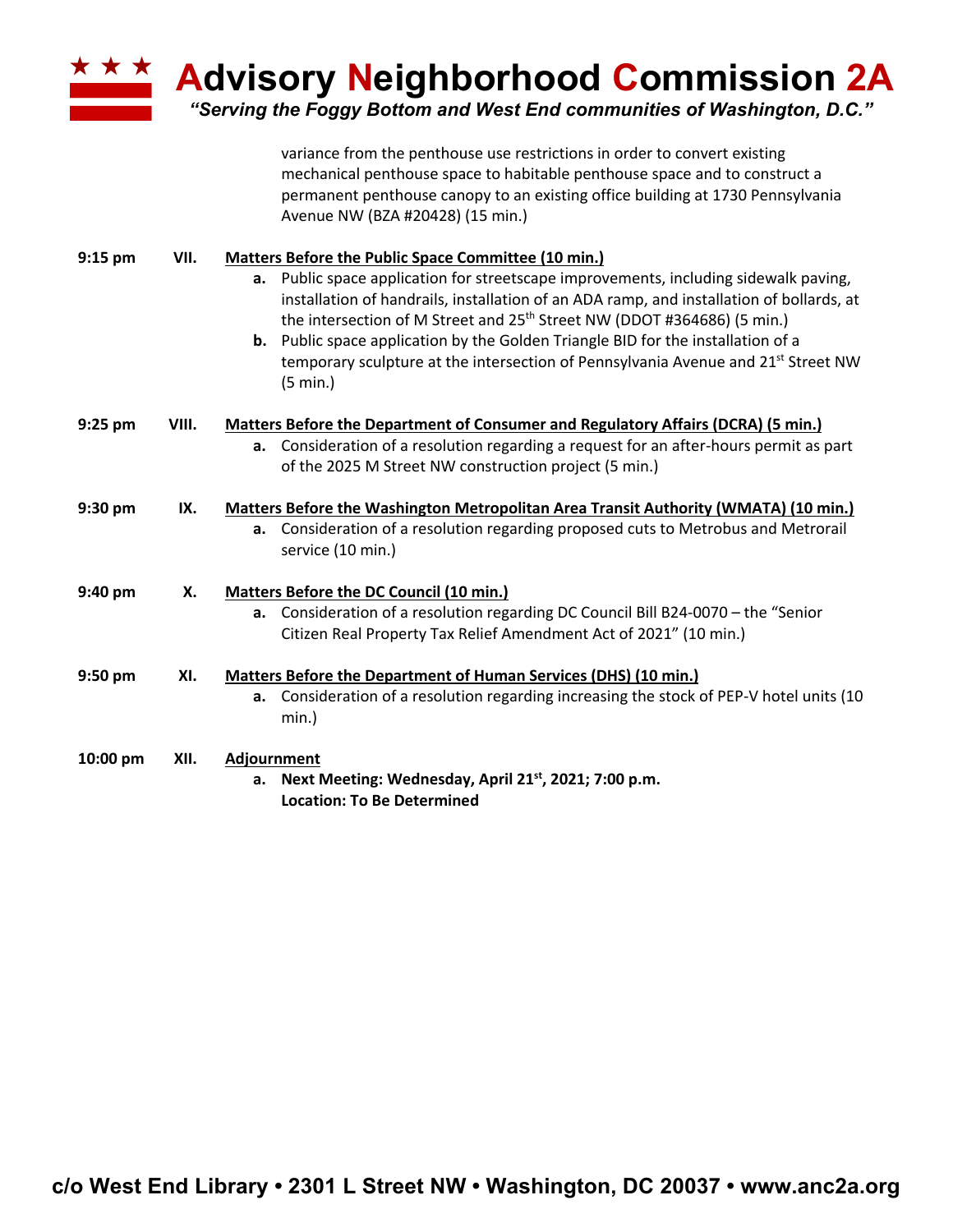variance from the penthouse use restrictions in order to convert existing mechanical penthouse space to habitable penthouse space and to construct a permanent penthouse canopy to an existing office building at 1730 Pennsylvania Avenue NW (BZA #20428) (15 min.)

**9:15 pm VII. Matters Before the Public Space Committee (10 min.)**

- **a.** Public space application for streetscape improvements, including sidewalk paving, installation of handrails, installation of an ADA ramp, and installation of bollards, at the intersection of M Street and 25th Street NW (DDOT #364686) (5 min.)
- **b.** Public space application by the Golden Triangle BID for the installation of a temporary sculpture at the intersection of Pennsylvania Avenue and 21st Street NW (5 min.)

**9:25 pm VIII. Matters Before the Department of Consumer and Regulatory Affairs (DCRA) (5 min.)**

- **a.** Consideration of a resolution regarding a request for an after-hours permit as part of the 2025 M Street NW construction project (5 min.)

**9:30 pm IX. Matters Before the Washington Metropolitan Area Transit Authority (WMATA) (10 min.)**

- **a.** Consideration of a resolution regarding proposed cuts to Metrobus and Metrorail service (10 min.)

**9:40 pm X. Matters Before the DC Council (10 min.)**

- **a.** Consideration of a resolution regarding DC Council Bill B24-0070 – the "Senior Citizen Real Property Tax Relief Amendment Act of 2021" (10 min.)

**9:50 pm XI. Matters Before the Department of Human Services (DHS) (10 min.)**

- **a.** Consideration of a resolution regarding increasing the stock of PEP-V hotel units (10 min.)

**10:00 pm XII. Adjournment**

- **a. Next Meeting: Wednesday, April 21st, 2021; 7:00 p.m.**
  **Location: To Be Determined**